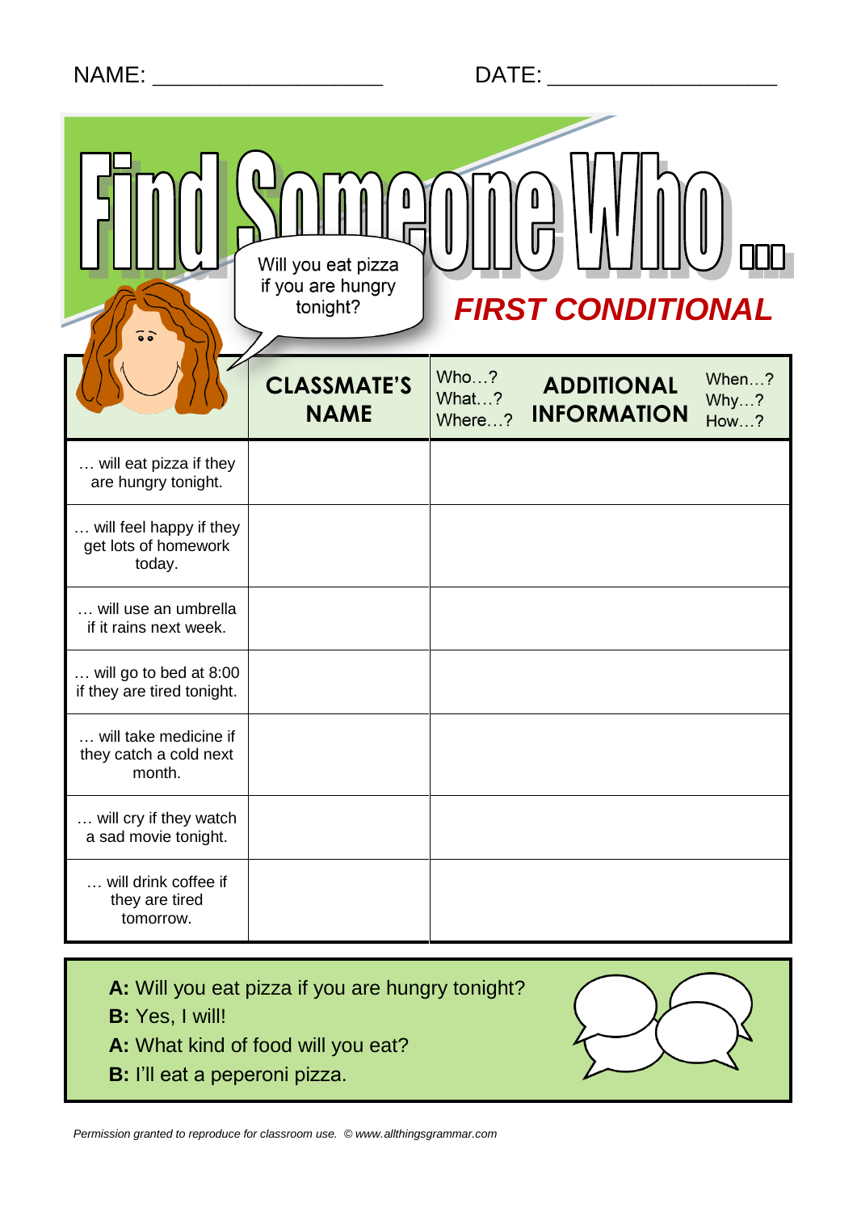NAME: ____________________ DATE: ____________________

# Find Someone Who ...

Will you eat pizza if you are hungry tonight?

## FIRST CONDITIONAL

| | CLASSMATE'S NAME | Who…? What…? Where…? **ADDITIONAL INFORMATION** When…? Why…? How…? |
|---|---|---|
| … will eat pizza if they are hungry tonight. | | |
| … will feel happy if they get lots of homework today. | | |
| … will use an umbrella if it rains next week. | | |
| … will go to bed at 8:00 if they are tired tonight. | | |
| … will take medicine if they catch a cold next month. | | |
| … will cry if they watch a sad movie tonight. | | |
| … will drink coffee if they are tired tomorrow. | | |

**A:** Will you eat pizza if you are hungry tonight?
**B:** Yes, I will!
**A:** What kind of food will you eat?
**B:** I'll eat a peperoni pizza.

*Permission granted to reproduce for classroom use. © www.allthingsgrammar.com*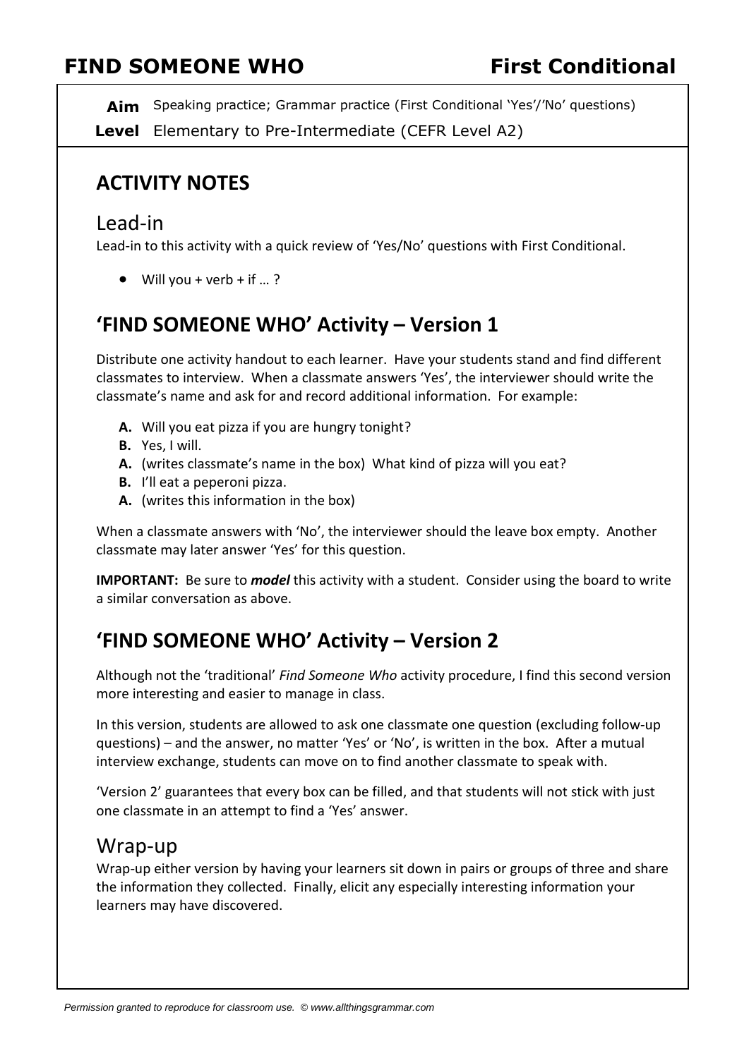# FIND SOMEONE WHO

# First Conditional

**Aim** Speaking practice; Grammar practice (First Conditional 'Yes'/'No' questions)

**Level** Elementary to Pre-Intermediate (CEFR Level A2)

## ACTIVITY NOTES

### Lead-in

Lead-in to this activity with a quick review of 'Yes/No' questions with First Conditional.

- Will you + verb + if … ?

## 'FIND SOMEONE WHO' Activity – Version 1

Distribute one activity handout to each learner. Have your students stand and find different classmates to interview. When a classmate answers 'Yes', the interviewer should write the classmate's name and ask for and record additional information. For example:

**A.** Will you eat pizza if you are hungry tonight?
**B.** Yes, I will.
**A.** (writes classmate's name in the box) What kind of pizza will you eat?
**B.** I'll eat a peperoni pizza.
**A.** (writes this information in the box)

When a classmate answers with 'No', the interviewer should the leave box empty. Another classmate may later answer 'Yes' for this question.

**IMPORTANT:** Be sure to ***model*** this activity with a student. Consider using the board to write a similar conversation as above.

## 'FIND SOMEONE WHO' Activity – Version 2

Although not the 'traditional' *Find Someone Who* activity procedure, I find this second version more interesting and easier to manage in class.

In this version, students are allowed to ask one classmate one question (excluding follow-up questions) – and the answer, no matter 'Yes' or 'No', is written in the box. After a mutual interview exchange, students can move on to find another classmate to speak with.

'Version 2' guarantees that every box can be filled, and that students will not stick with just one classmate in an attempt to find a 'Yes' answer.

### Wrap-up

Wrap-up either version by having your learners sit down in pairs or groups of three and share the information they collected. Finally, elicit any especially interesting information your learners may have discovered.

*Permission granted to reproduce for classroom use. © www.allthingsgrammar.com*